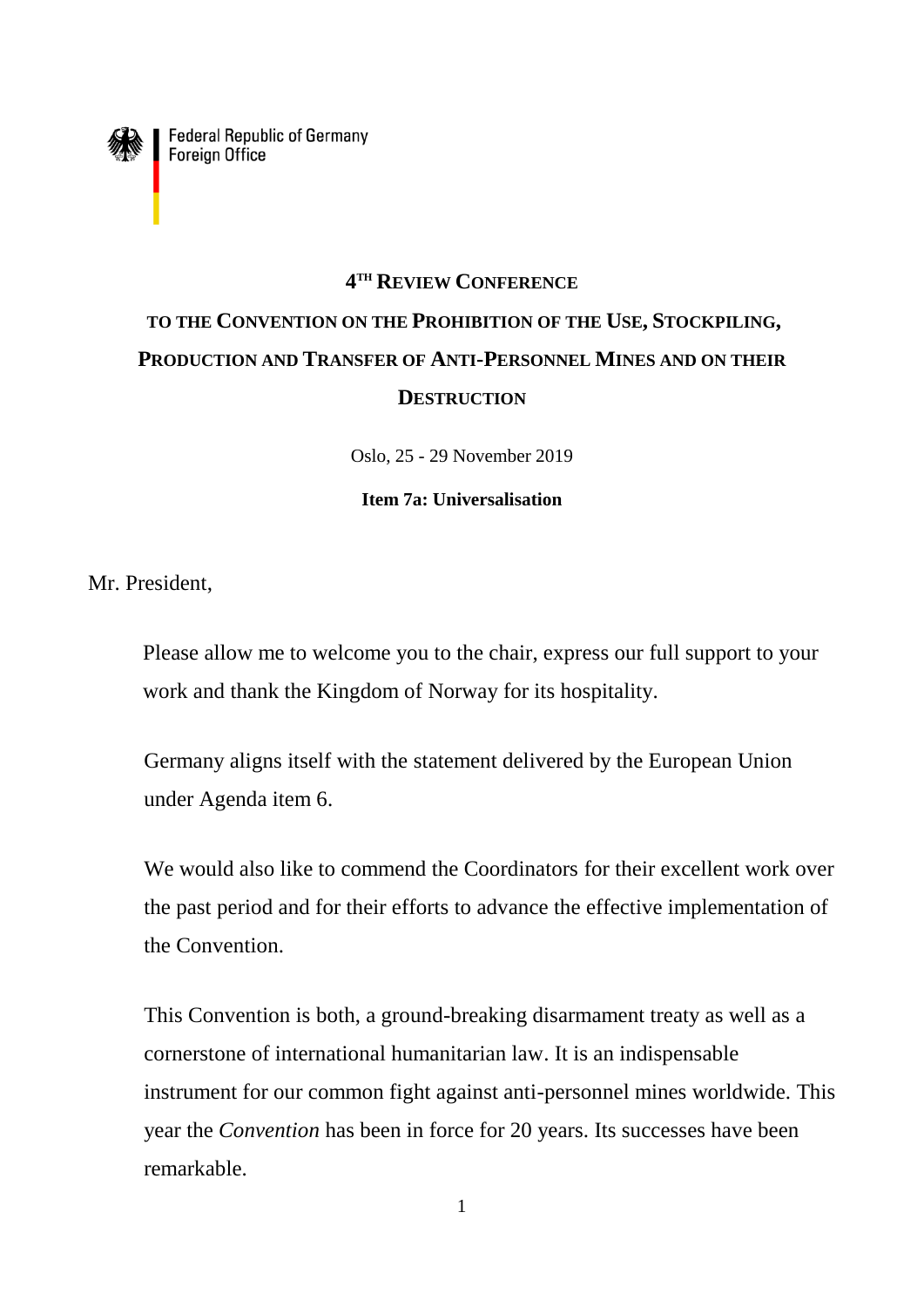Federal Republic of Germany
Foreign Office

**4TH REVIEW CONFERENCE**

**TO THE CONVENTION ON THE PROHIBITION OF THE USE, STOCKPILING, PRODUCTION AND TRANSFER OF ANTI-PERSONNEL MINES AND ON THEIR DESTRUCTION**

Oslo, 25 - 29 November 2019

**Item 7a: Universalisation**

Mr. President,

Please allow me to welcome you to the chair, express our full support to your work and thank the Kingdom of Norway for its hospitality.

Germany aligns itself with the statement delivered by the European Union under Agenda item 6.

We would also like to commend the Coordinators for their excellent work over the past period and for their efforts to advance the effective implementation of the Convention.

This Convention is both, a ground-breaking disarmament treaty as well as a cornerstone of international humanitarian law. It is an indispensable instrument for our common fight against anti-personnel mines worldwide. This year the *Convention* has been in force for 20 years. Its successes have been remarkable.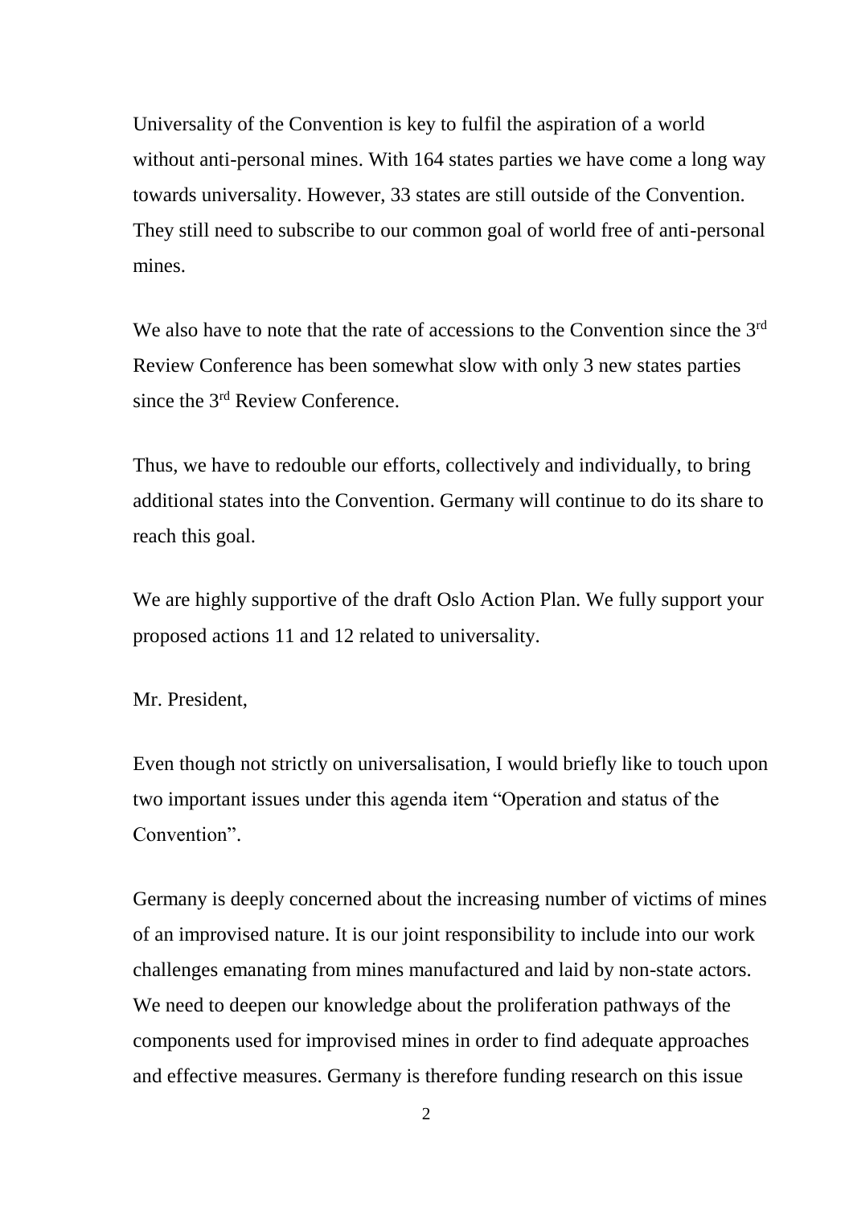Universality of the Convention is key to fulfil the aspiration of a world without anti-personal mines. With 164 states parties we have come a long way towards universality. However, 33 states are still outside of the Convention. They still need to subscribe to our common goal of world free of anti-personal mines.

We also have to note that the rate of accessions to the Convention since the 3rd Review Conference has been somewhat slow with only 3 new states parties since the 3rd Review Conference.

Thus, we have to redouble our efforts, collectively and individually, to bring additional states into the Convention. Germany will continue to do its share to reach this goal.

We are highly supportive of the draft Oslo Action Plan. We fully support your proposed actions 11 and 12 related to universality.

Mr. President,

Even though not strictly on universalisation, I would briefly like to touch upon two important issues under this agenda item "Operation and status of the Convention".

Germany is deeply concerned about the increasing number of victims of mines of an improvised nature. It is our joint responsibility to include into our work challenges emanating from mines manufactured and laid by non-state actors. We need to deepen our knowledge about the proliferation pathways of the components used for improvised mines in order to find adequate approaches and effective measures. Germany is therefore funding research on this issue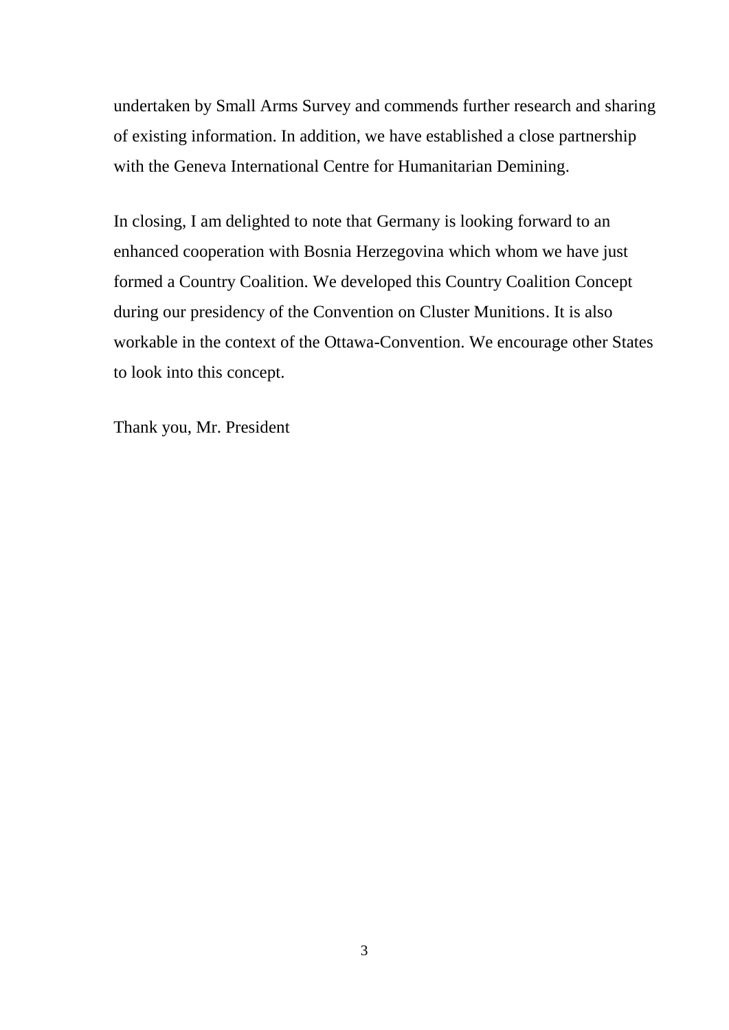undertaken by Small Arms Survey and commends further research and sharing of existing information. In addition, we have established a close partnership with the Geneva International Centre for Humanitarian Demining.

In closing, I am delighted to note that Germany is looking forward to an enhanced cooperation with Bosnia Herzegovina which whom we have just formed a Country Coalition. We developed this Country Coalition Concept during our presidency of the Convention on Cluster Munitions. It is also workable in the context of the Ottawa-Convention. We encourage other States to look into this concept.

Thank you, Mr. President